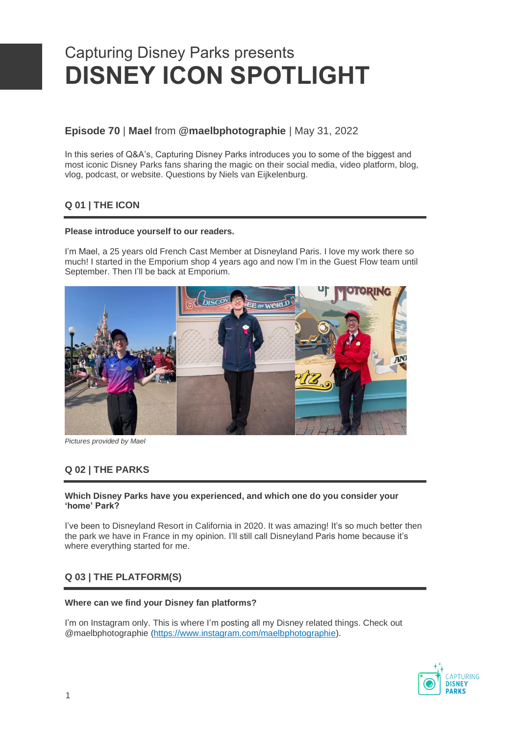# Capturing Disney Parks presents
# DISNEY ICON SPOTLIGHT

**Episode 70** | **Mael** from **@maelbphotographie** | May 31, 2022

In this series of Q&A's, Capturing Disney Parks introduces you to some of the biggest and most iconic Disney Parks fans sharing the magic on their social media, video platform, blog, vlog, podcast, or website. Questions by Niels van Eijkelenburg.

## Q 01 | THE ICON

**Please introduce yourself to our readers.**

I'm Mael, a 25 years old French Cast Member at Disneyland Paris. I love my work there so much! I started in the Emporium shop 4 years ago and now I'm in the Guest Flow team until September. Then I'll be back at Emporium.

*Pictures provided by Mael*

## Q 02 | THE PARKS

**Which Disney Parks have you experienced, and which one do you consider your 'home' Park?**

I've been to Disneyland Resort in California in 2020. It was amazing! It's so much better then the park we have in France in my opinion. I'll still call Disneyland Paris home because it's where everything started for me.

## Q 03 | THE PLATFORM(S)

**Where can we find your Disney fan platforms?**

I'm on Instagram only. This is where I'm posting all my Disney related things. Check out @maelbphotographie (https://www.instagram.com/maelbphotographie).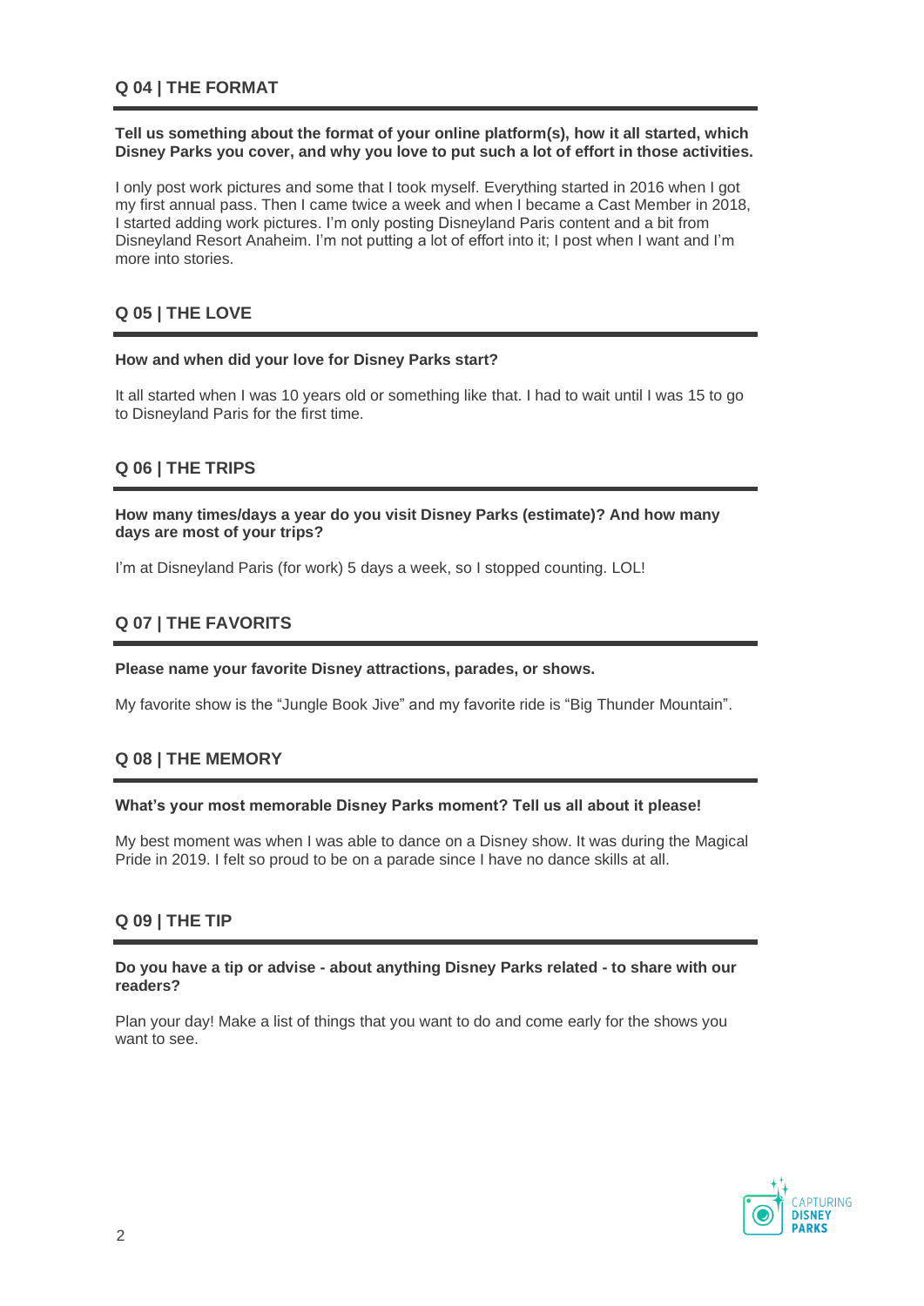## Q 04 | THE FORMAT

**Tell us something about the format of your online platform(s), how it all started, which Disney Parks you cover, and why you love to put such a lot of effort in those activities.**

I only post work pictures and some that I took myself. Everything started in 2016 when I got my first annual pass. Then I came twice a week and when I became a Cast Member in 2018, I started adding work pictures. I'm only posting Disneyland Paris content and a bit from Disneyland Resort Anaheim. I'm not putting a lot of effort into it; I post when I want and I'm more into stories.

## Q 05 | THE LOVE

**How and when did your love for Disney Parks start?**

It all started when I was 10 years old or something like that. I had to wait until I was 15 to go to Disneyland Paris for the first time.

## Q 06 | THE TRIPS

**How many times/days a year do you visit Disney Parks (estimate)? And how many days are most of your trips?**

I'm at Disneyland Paris (for work) 5 days a week, so I stopped counting. LOL!

## Q 07 | THE FAVORITS

**Please name your favorite Disney attractions, parades, or shows.**

My favorite show is the "Jungle Book Jive" and my favorite ride is "Big Thunder Mountain".

## Q 08 | THE MEMORY

**What's your most memorable Disney Parks moment? Tell us all about it please!**

My best moment was when I was able to dance on a Disney show. It was during the Magical Pride in 2019. I felt so proud to be on a parade since I have no dance skills at all.

## Q 09 | THE TIP

**Do you have a tip or advise - about anything Disney Parks related - to share with our readers?**

Plan your day! Make a list of things that you want to do and come early for the shows you want to see.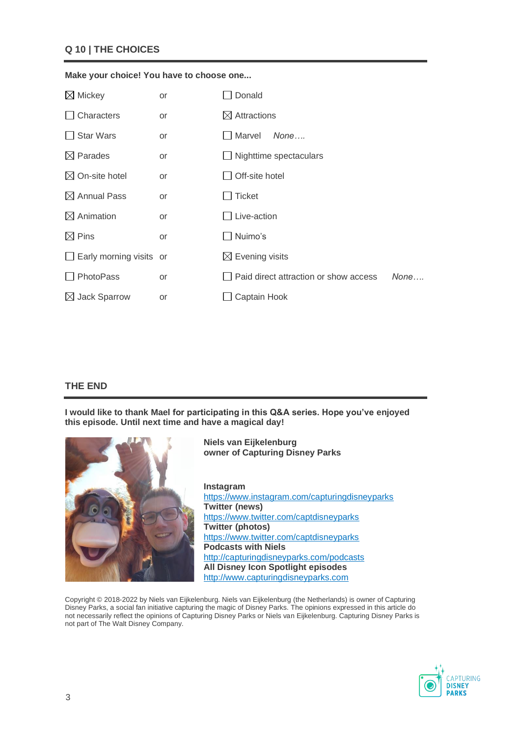## Q 10 | THE CHOICES

**Make your choice! You have to choose one...**

| | | |
|---|---|---|
| ☒ Mickey | or | ☐ Donald |
| ☐ Characters | or | ☒ Attractions |
| ☐ Star Wars | or | ☐ Marvel *None….* |
| ☒ Parades | or | ☐ Nighttime spectaculars |
| ☒ On-site hotel | or | ☐ Off-site hotel |
| ☒ Annual Pass | or | ☐ Ticket |
| ☒ Animation | or | ☐ Live-action |
| ☒ Pins | or | ☐ Nuimo's |
| ☐ Early morning visits | or | ☒ Evening visits |
| ☐ PhotoPass | or | ☐ Paid direct attraction or show access *None….* |
| ☒ Jack Sparrow | or | ☐ Captain Hook |

## THE END

**I would like to thank Mael for participating in this Q&A series. Hope you've enjoyed this episode. Until next time and have a magical day!**

**Niels van Eijkelenburg**
**owner of Capturing Disney Parks**

**Instagram**
https://www.instagram.com/capturingdisneyparks
**Twitter (news)**
https://www.twitter.com/captdisneyparks
**Twitter (photos)**
https://www.twitter.com/captdisneyparks
**Podcasts with Niels**
http://capturingdisneyparks.com/podcasts
**All Disney Icon Spotlight episodes**
http://www.capturingdisneyparks.com

Copyright © 2018-2022 by Niels van Eijkelenburg. Niels van Eijkelenburg (the Netherlands) is owner of Capturing Disney Parks, a social fan initiative capturing the magic of Disney Parks. The opinions expressed in this article do not necessarily reflect the opinions of Capturing Disney Parks or Niels van Eijkelenburg. Capturing Disney Parks is not part of The Walt Disney Company.